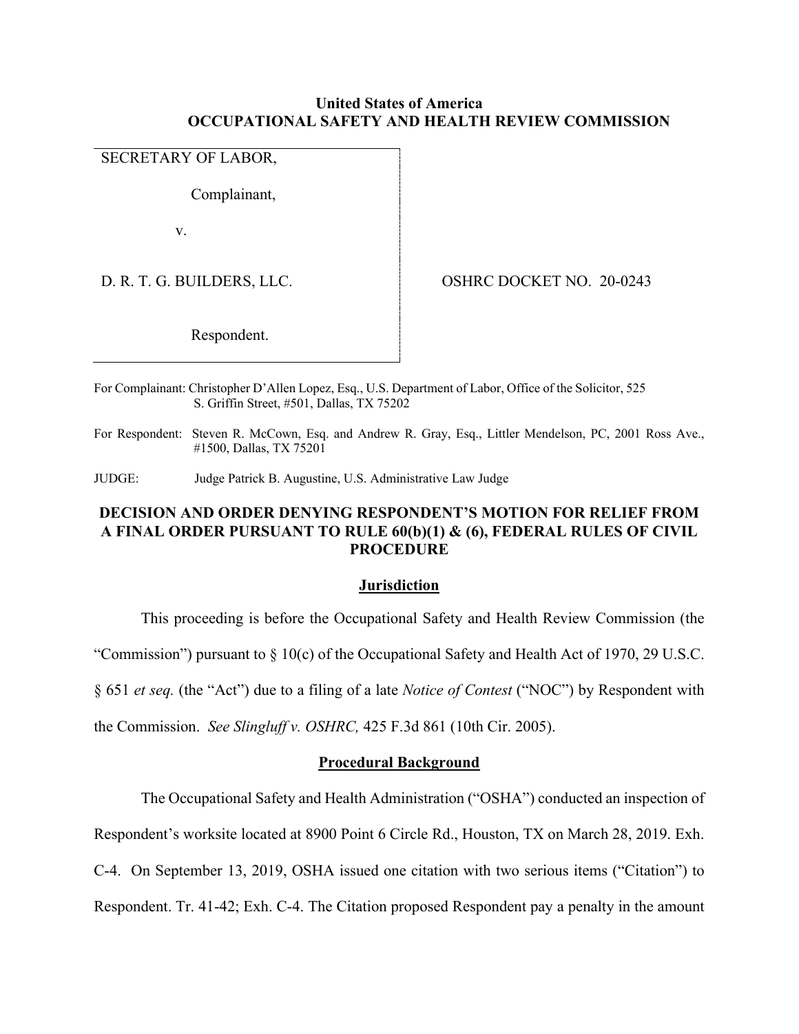**United States of America**
**OCCUPATIONAL SAFETY AND HEALTH REVIEW COMMISSION**

| | |
|---|---|
| SECRETARY OF LABOR,<br><br>Complainant,<br><br>v.<br><br>D. R. T. G. BUILDERS, LLC.<br><br>Respondent. | OSHRC DOCKET NO. 20-0243 |

For Complainant: Christopher D'Allen Lopez, Esq., U.S. Department of Labor, Office of the Solicitor, 525 S. Griffin Street, #501, Dallas, TX 75202

For Respondent: Steven R. McCown, Esq. and Andrew R. Gray, Esq., Littler Mendelson, PC, 2001 Ross Ave., #1500, Dallas, TX 75201

JUDGE: Judge Patrick B. Augustine, U.S. Administrative Law Judge

## DECISION AND ORDER DENYING RESPONDENT'S MOTION FOR RELIEF FROM A FINAL ORDER PURSUANT TO RULE 60(b)(1) & (6), FEDERAL RULES OF CIVIL PROCEDURE

### Jurisdiction

This proceeding is before the Occupational Safety and Health Review Commission (the "Commission") pursuant to § 10(c) of the Occupational Safety and Health Act of 1970, 29 U.S.C. § 651 *et seq.* (the "Act") due to a filing of a late *Notice of Contest* ("NOC") by Respondent with the Commission. *See Slingluff v. OSHRC,* 425 F.3d 861 (10th Cir. 2005).

### Procedural Background

The Occupational Safety and Health Administration ("OSHA") conducted an inspection of Respondent's worksite located at 8900 Point 6 Circle Rd., Houston, TX on March 28, 2019. Exh. C-4. On September 13, 2019, OSHA issued one citation with two serious items ("Citation") to Respondent. Tr. 41-42; Exh. C-4. The Citation proposed Respondent pay a penalty in the amount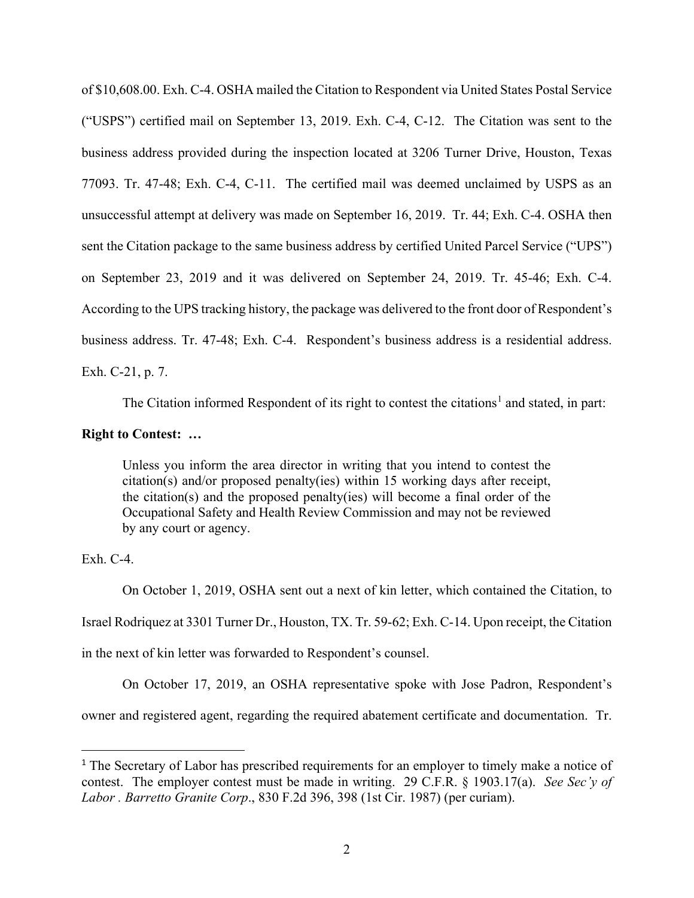of $10,608.00. Exh. C-4. OSHA mailed the Citation to Respondent via United States Postal Service ("USPS") certified mail on September 13, 2019. Exh. C-4, C-12. The Citation was sent to the business address provided during the inspection located at 3206 Turner Drive, Houston, Texas 77093. Tr. 47-48; Exh. C-4, C-11. The certified mail was deemed unclaimed by USPS as an unsuccessful attempt at delivery was made on September 16, 2019. Tr. 44; Exh. C-4. OSHA then sent the Citation package to the same business address by certified United Parcel Service ("UPS") on September 23, 2019 and it was delivered on September 24, 2019. Tr. 45-46; Exh. C-4. According to the UPS tracking history, the package was delivered to the front door of Respondent's business address. Tr. 47-48; Exh. C-4. Respondent's business address is a residential address. Exh. C-21, p. 7.

The Citation informed Respondent of its right to contest the citations[1] and stated, in part:

**Right to Contest: …**

> Unless you inform the area director in writing that you intend to contest the citation(s) and/or proposed penalty(ies) within 15 working days after receipt, the citation(s) and the proposed penalty(ies) will become a final order of the Occupational Safety and Health Review Commission and may not be reviewed by any court or agency.

Exh. C-4.

On October 1, 2019, OSHA sent out a next of kin letter, which contained the Citation, to Israel Rodriquez at 3301 Turner Dr., Houston, TX. Tr. 59-62; Exh. C-14. Upon receipt, the Citation in the next of kin letter was forwarded to Respondent's counsel.

On October 17, 2019, an OSHA representative spoke with Jose Padron, Respondent's owner and registered agent, regarding the required abatement certificate and documentation. Tr.

---

[1] The Secretary of Labor has prescribed requirements for an employer to timely make a notice of contest. The employer contest must be made in writing. 29 C.F.R. § 1903.17(a). *See Sec'y of Labor . Barretto Granite Corp*., 830 F.2d 396, 398 (1st Cir. 1987) (per curiam).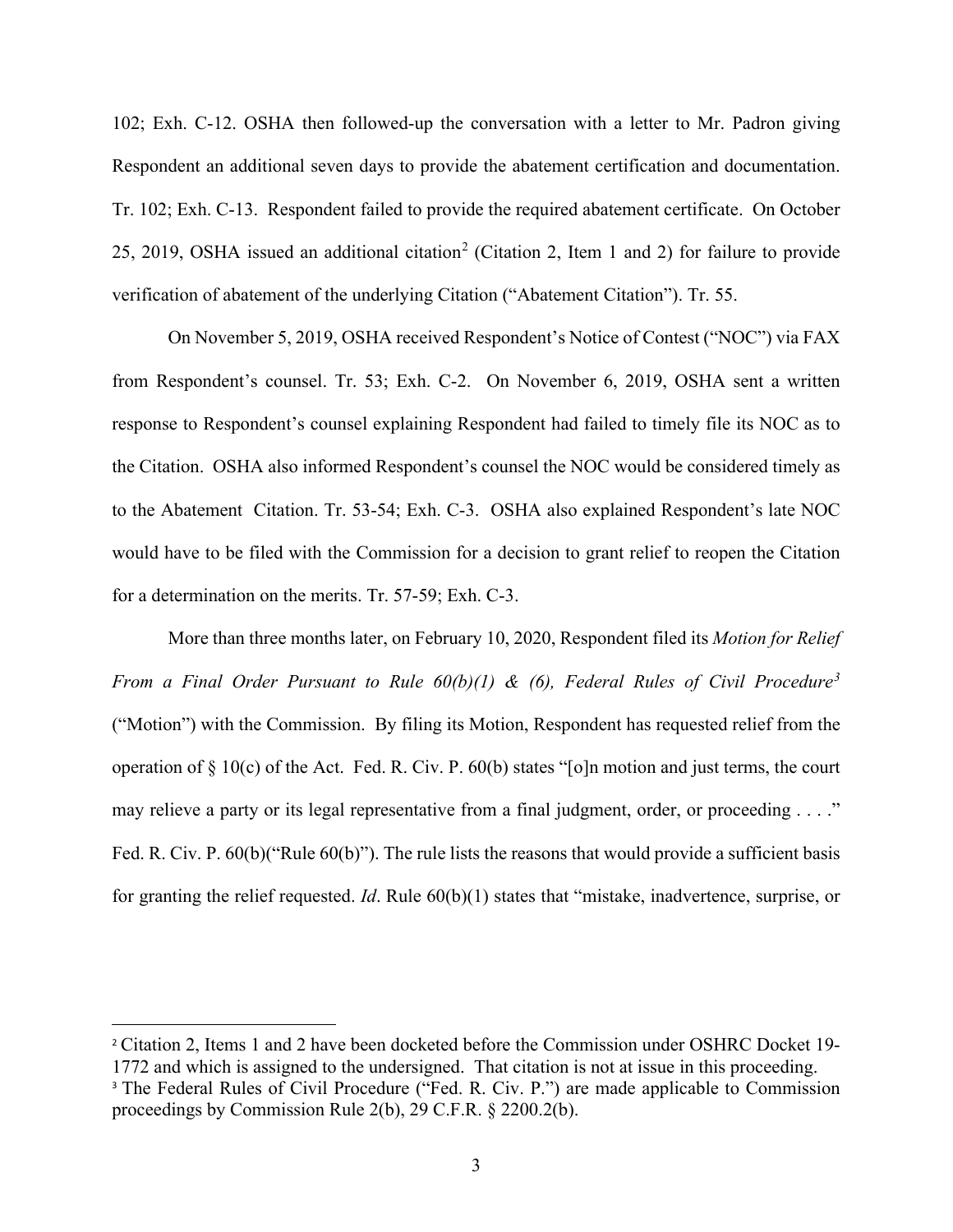102; Exh. C-12. OSHA then followed-up the conversation with a letter to Mr. Padron giving Respondent an additional seven days to provide the abatement certification and documentation. Tr. 102; Exh. C-13. Respondent failed to provide the required abatement certificate. On October 25, 2019, OSHA issued an additional citation[2] (Citation 2, Item 1 and 2) for failure to provide verification of abatement of the underlying Citation ("Abatement Citation"). Tr. 55.

On November 5, 2019, OSHA received Respondent's Notice of Contest ("NOC") via FAX from Respondent's counsel. Tr. 53; Exh. C-2. On November 6, 2019, OSHA sent a written response to Respondent's counsel explaining Respondent had failed to timely file its NOC as to the Citation. OSHA also informed Respondent's counsel the NOC would be considered timely as to the Abatement Citation. Tr. 53-54; Exh. C-3. OSHA also explained Respondent's late NOC would have to be filed with the Commission for a decision to grant relief to reopen the Citation for a determination on the merits. Tr. 57-59; Exh. C-3.

More than three months later, on February 10, 2020, Respondent filed its *Motion for Relief From a Final Order Pursuant to Rule 60(b)(1) & (6), Federal Rules of Civil Procedure*[3] ("Motion") with the Commission. By filing its Motion, Respondent has requested relief from the operation of § 10(c) of the Act. Fed. R. Civ. P. 60(b) states "[o]n motion and just terms, the court may relieve a party or its legal representative from a final judgment, order, or proceeding . . . ." Fed. R. Civ. P. 60(b)("Rule 60(b)"). The rule lists the reasons that would provide a sufficient basis for granting the relief requested. *Id*. Rule 60(b)(1) states that "mistake, inadvertence, surprise, or

---

[2] Citation 2, Items 1 and 2 have been docketed before the Commission under OSHRC Docket 19-1772 and which is assigned to the undersigned. That citation is not at issue in this proceeding.

[3] The Federal Rules of Civil Procedure ("Fed. R. Civ. P.") are made applicable to Commission proceedings by Commission Rule 2(b), 29 C.F.R. § 2200.2(b).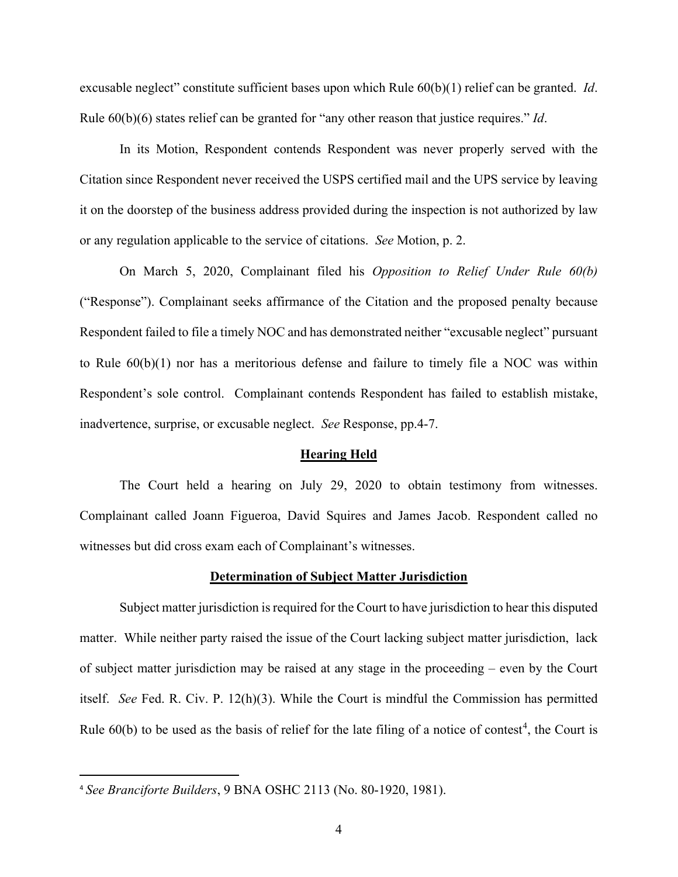excusable neglect" constitute sufficient bases upon which Rule 60(b)(1) relief can be granted. *Id*. Rule 60(b)(6) states relief can be granted for "any other reason that justice requires." *Id*.

In its Motion, Respondent contends Respondent was never properly served with the Citation since Respondent never received the USPS certified mail and the UPS service by leaving it on the doorstep of the business address provided during the inspection is not authorized by law or any regulation applicable to the service of citations. *See* Motion, p. 2.

On March 5, 2020, Complainant filed his *Opposition to Relief Under Rule 60(b)* ("Response"). Complainant seeks affirmance of the Citation and the proposed penalty because Respondent failed to file a timely NOC and has demonstrated neither "excusable neglect" pursuant to Rule 60(b)(1) nor has a meritorious defense and failure to timely file a NOC was within Respondent's sole control. Complainant contends Respondent has failed to establish mistake, inadvertence, surprise, or excusable neglect. *See* Response, pp.4-7.

## Hearing Held

The Court held a hearing on July 29, 2020 to obtain testimony from witnesses. Complainant called Joann Figueroa, David Squires and James Jacob. Respondent called no witnesses but did cross exam each of Complainant's witnesses.

## Determination of Subject Matter Jurisdiction

Subject matter jurisdiction is required for the Court to have jurisdiction to hear this disputed matter. While neither party raised the issue of the Court lacking subject matter jurisdiction, lack of subject matter jurisdiction may be raised at any stage in the proceeding – even by the Court itself. *See* Fed. R. Civ. P. 12(h)(3). While the Court is mindful the Commission has permitted Rule 60(b) to be used as the basis of relief for the late filing of a notice of contest[4], the Court is

[4] *See Branciforte Builders*, 9 BNA OSHC 2113 (No. 80-1920, 1981).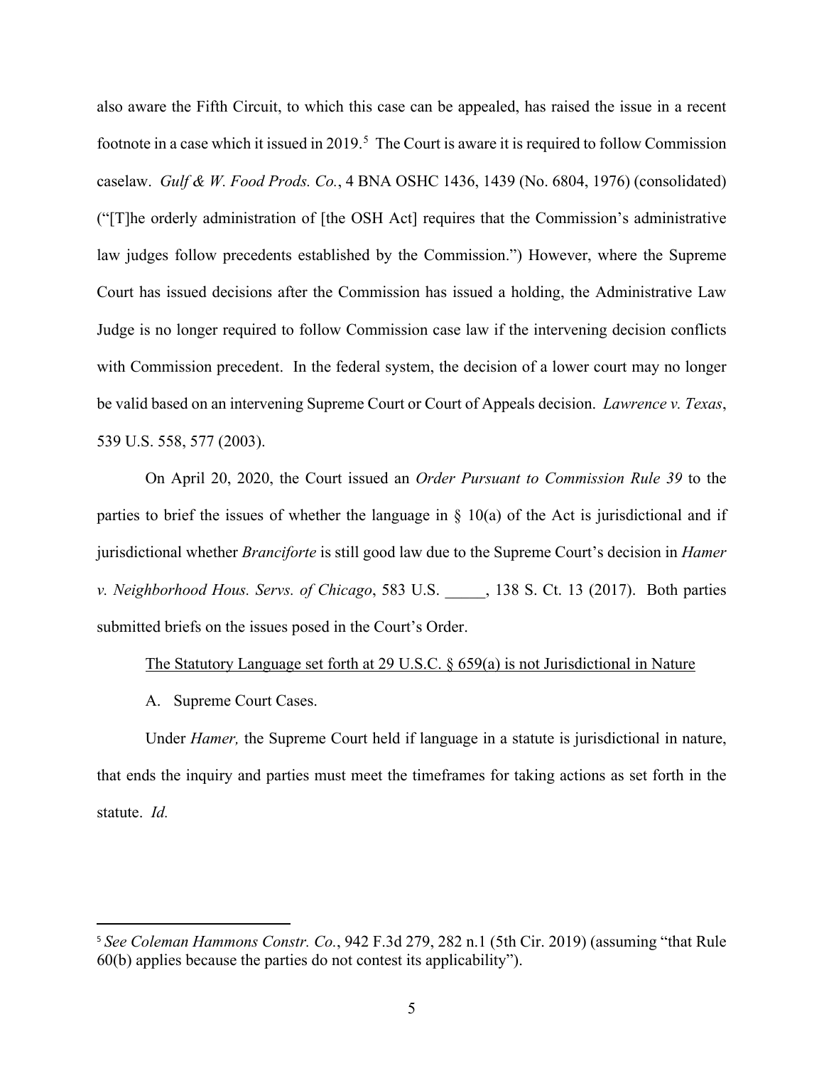also aware the Fifth Circuit, to which this case can be appealed, has raised the issue in a recent footnote in a case which it issued in 2019.[5] The Court is aware it is required to follow Commission caselaw. *Gulf & W. Food Prods. Co.*, 4 BNA OSHC 1436, 1439 (No. 6804, 1976) (consolidated) ("[T]he orderly administration of [the OSH Act] requires that the Commission's administrative law judges follow precedents established by the Commission.") However, where the Supreme Court has issued decisions after the Commission has issued a holding, the Administrative Law Judge is no longer required to follow Commission case law if the intervening decision conflicts with Commission precedent. In the federal system, the decision of a lower court may no longer be valid based on an intervening Supreme Court or Court of Appeals decision. *Lawrence v. Texas*, 539 U.S. 558, 577 (2003).

On April 20, 2020, the Court issued an *Order Pursuant to Commission Rule 39* to the parties to brief the issues of whether the language in § 10(a) of the Act is jurisdictional and if jurisdictional whether *Branciforte* is still good law due to the Supreme Court's decision in *Hamer v. Neighborhood Hous. Servs. of Chicago*, 583 U.S. _____, 138 S. Ct. 13 (2017). Both parties submitted briefs on the issues posed in the Court's Order.

<u>The Statutory Language set forth at 29 U.S.C. § 659(a) is not Jurisdictional in Nature</u>

A. Supreme Court Cases.

Under *Hamer,* the Supreme Court held if language in a statute is jurisdictional in nature, that ends the inquiry and parties must meet the timeframes for taking actions as set forth in the statute. *Id.*

---

[5] *See Coleman Hammons Constr. Co.*, 942 F.3d 279, 282 n.1 (5th Cir. 2019) (assuming "that Rule 60(b) applies because the parties do not contest its applicability").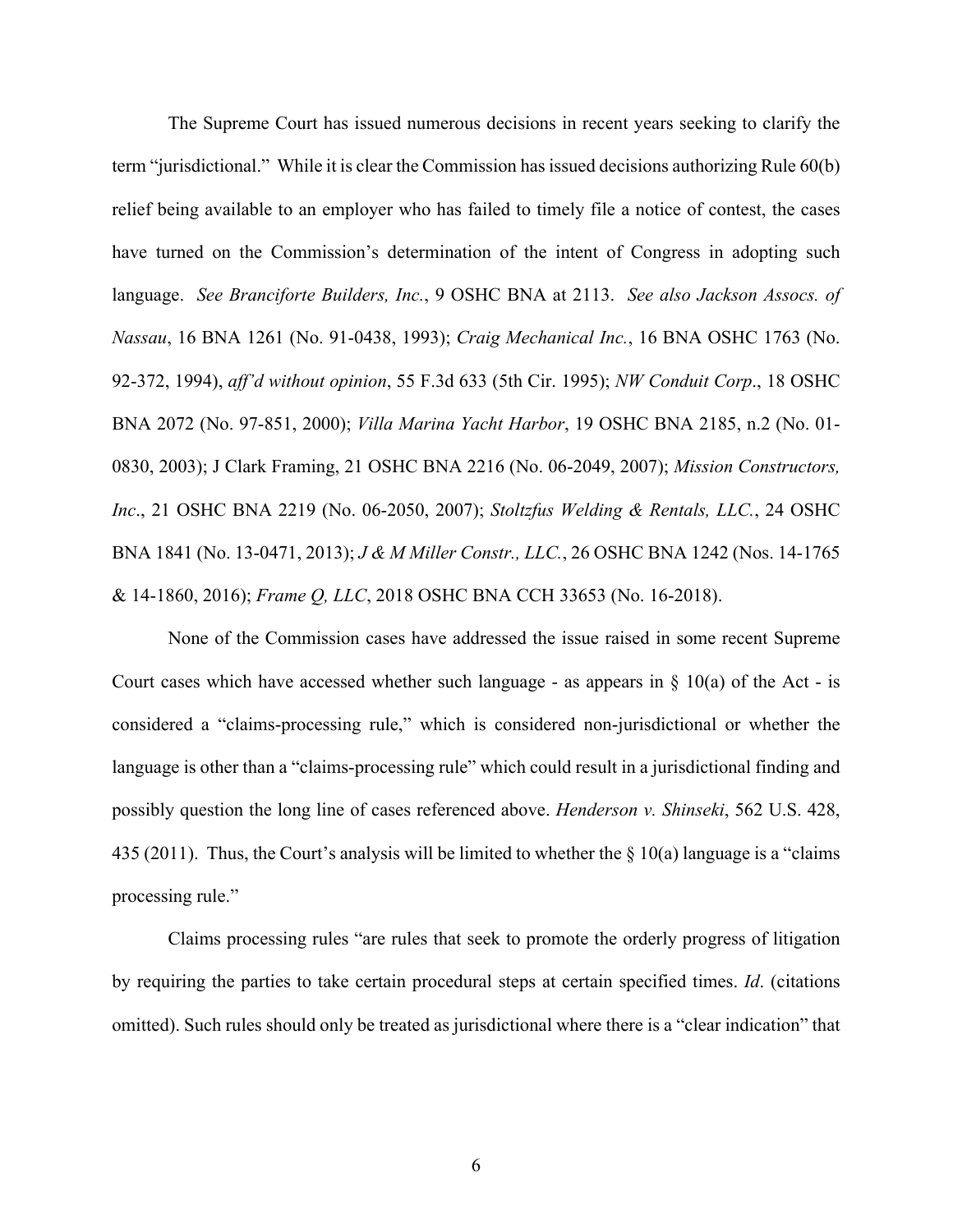The Supreme Court has issued numerous decisions in recent years seeking to clarify the term "jurisdictional." While it is clear the Commission has issued decisions authorizing Rule 60(b) relief being available to an employer who has failed to timely file a notice of contest, the cases have turned on the Commission's determination of the intent of Congress in adopting such language. *See Branciforte Builders, Inc.*, 9 OSHC BNA at 2113. *See also Jackson Assocs. of Nassau*, 16 BNA 1261 (No. 91-0438, 1993); *Craig Mechanical Inc.*, 16 BNA OSHC 1763 (No. 92-372, 1994), *aff'd without opinion*, 55 F.3d 633 (5th Cir. 1995); *NW Conduit Corp*., 18 OSHC BNA 2072 (No. 97-851, 2000); *Villa Marina Yacht Harbor*, 19 OSHC BNA 2185, n.2 (No. 01-0830, 2003); J Clark Framing, 21 OSHC BNA 2216 (No. 06-2049, 2007); *Mission Constructors, Inc*., 21 OSHC BNA 2219 (No. 06-2050, 2007); *Stoltzfus Welding & Rentals, LLC.*, 24 OSHC BNA 1841 (No. 13-0471, 2013); *J & M Miller Constr., LLC.*, 26 OSHC BNA 1242 (Nos. 14-1765 & 14-1860, 2016); *Frame Q, LLC*, 2018 OSHC BNA CCH 33653 (No. 16-2018).

None of the Commission cases have addressed the issue raised in some recent Supreme Court cases which have accessed whether such language - as appears in § 10(a) of the Act - is considered a "claims-processing rule," which is considered non-jurisdictional or whether the language is other than a "claims-processing rule" which could result in a jurisdictional finding and possibly question the long line of cases referenced above. *Henderson v. Shinseki*, 562 U.S. 428, 435 (2011). Thus, the Court's analysis will be limited to whether the § 10(a) language is a "claims processing rule."

Claims processing rules "are rules that seek to promote the orderly progress of litigation by requiring the parties to take certain procedural steps at certain specified times. *Id*. (citations omitted). Such rules should only be treated as jurisdictional where there is a "clear indication" that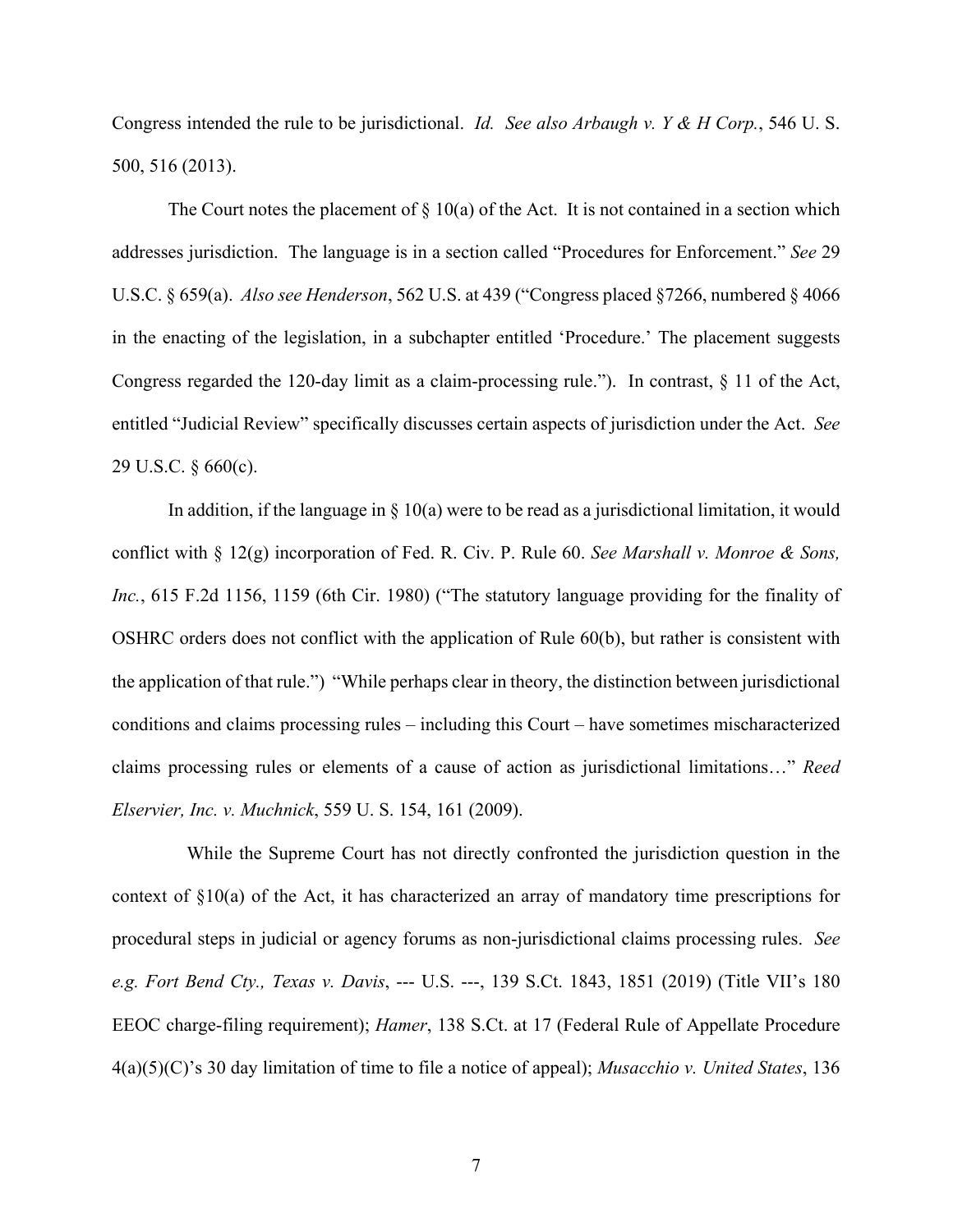Congress intended the rule to be jurisdictional. *Id. See also Arbaugh v. Y & H Corp.*, 546 U. S. 500, 516 (2013).

The Court notes the placement of § 10(a) of the Act. It is not contained in a section which addresses jurisdiction. The language is in a section called "Procedures for Enforcement." *See* 29 U.S.C. § 659(a). *Also see Henderson*, 562 U.S. at 439 ("Congress placed §7266, numbered § 4066 in the enacting of the legislation, in a subchapter entitled 'Procedure.' The placement suggests Congress regarded the 120-day limit as a claim-processing rule."). In contrast, § 11 of the Act, entitled "Judicial Review" specifically discusses certain aspects of jurisdiction under the Act. *See* 29 U.S.C. § 660(c).

In addition, if the language in § 10(a) were to be read as a jurisdictional limitation, it would conflict with § 12(g) incorporation of Fed. R. Civ. P. Rule 60. *See Marshall v. Monroe & Sons, Inc.*, 615 F.2d 1156, 1159 (6th Cir. 1980) ("The statutory language providing for the finality of OSHRC orders does not conflict with the application of Rule 60(b), but rather is consistent with the application of that rule.") "While perhaps clear in theory, the distinction between jurisdictional conditions and claims processing rules – including this Court – have sometimes mischaracterized claims processing rules or elements of a cause of action as jurisdictional limitations…" *Reed Elservier, Inc. v. Muchnick*, 559 U. S. 154, 161 (2009).

While the Supreme Court has not directly confronted the jurisdiction question in the context of §10(a) of the Act, it has characterized an array of mandatory time prescriptions for procedural steps in judicial or agency forums as non-jurisdictional claims processing rules. *See e.g. Fort Bend Cty., Texas v. Davis*, --- U.S. ---, 139 S.Ct. 1843, 1851 (2019) (Title VII's 180 EEOC charge-filing requirement); *Hamer*, 138 S.Ct. at 17 (Federal Rule of Appellate Procedure 4(a)(5)(C)'s 30 day limitation of time to file a notice of appeal); *Musacchio v. United States*, 136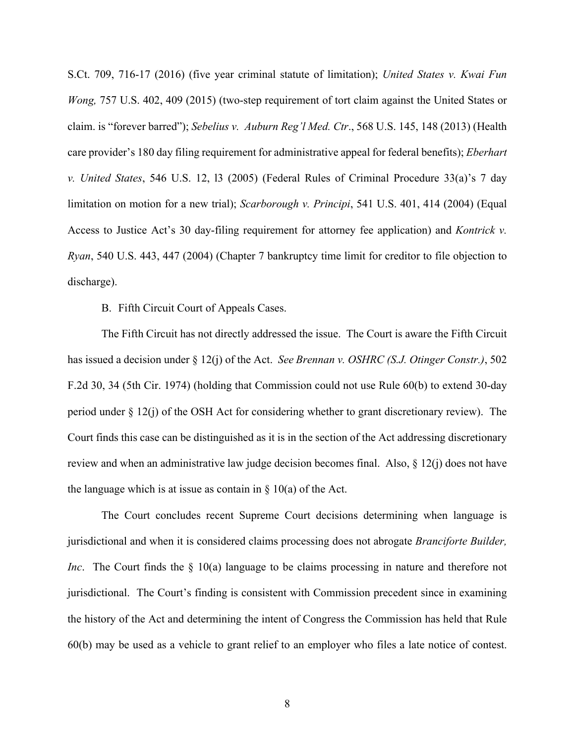S.Ct. 709, 716-17 (2016) (five year criminal statute of limitation); *United States v. Kwai Fun Wong,* 757 U.S. 402, 409 (2015) (two-step requirement of tort claim against the United States or claim. is "forever barred"); *Sebelius v. Auburn Reg'l Med. Ctr*., 568 U.S. 145, 148 (2013) (Health care provider's 180 day filing requirement for administrative appeal for federal benefits); *Eberhart v. United States*, 546 U.S. 12, l3 (2005) (Federal Rules of Criminal Procedure 33(a)'s 7 day limitation on motion for a new trial); *Scarborough v. Principi*, 541 U.S. 401, 414 (2004) (Equal Access to Justice Act's 30 day-filing requirement for attorney fee application) and *Kontrick v. Ryan*, 540 U.S. 443, 447 (2004) (Chapter 7 bankruptcy time limit for creditor to file objection to discharge).

B. Fifth Circuit Court of Appeals Cases.

The Fifth Circuit has not directly addressed the issue. The Court is aware the Fifth Circuit has issued a decision under § 12(j) of the Act. *See Brennan v. OSHRC (S.J. Otinger Constr.)*, 502 F.2d 30, 34 (5th Cir. 1974) (holding that Commission could not use Rule 60(b) to extend 30-day period under § 12(j) of the OSH Act for considering whether to grant discretionary review). The Court finds this case can be distinguished as it is in the section of the Act addressing discretionary review and when an administrative law judge decision becomes final. Also, § 12(j) does not have the language which is at issue as contain in § 10(a) of the Act.

The Court concludes recent Supreme Court decisions determining when language is jurisdictional and when it is considered claims processing does not abrogate *Branciforte Builder, Inc*. The Court finds the § 10(a) language to be claims processing in nature and therefore not jurisdictional. The Court's finding is consistent with Commission precedent since in examining the history of the Act and determining the intent of Congress the Commission has held that Rule 60(b) may be used as a vehicle to grant relief to an employer who files a late notice of contest.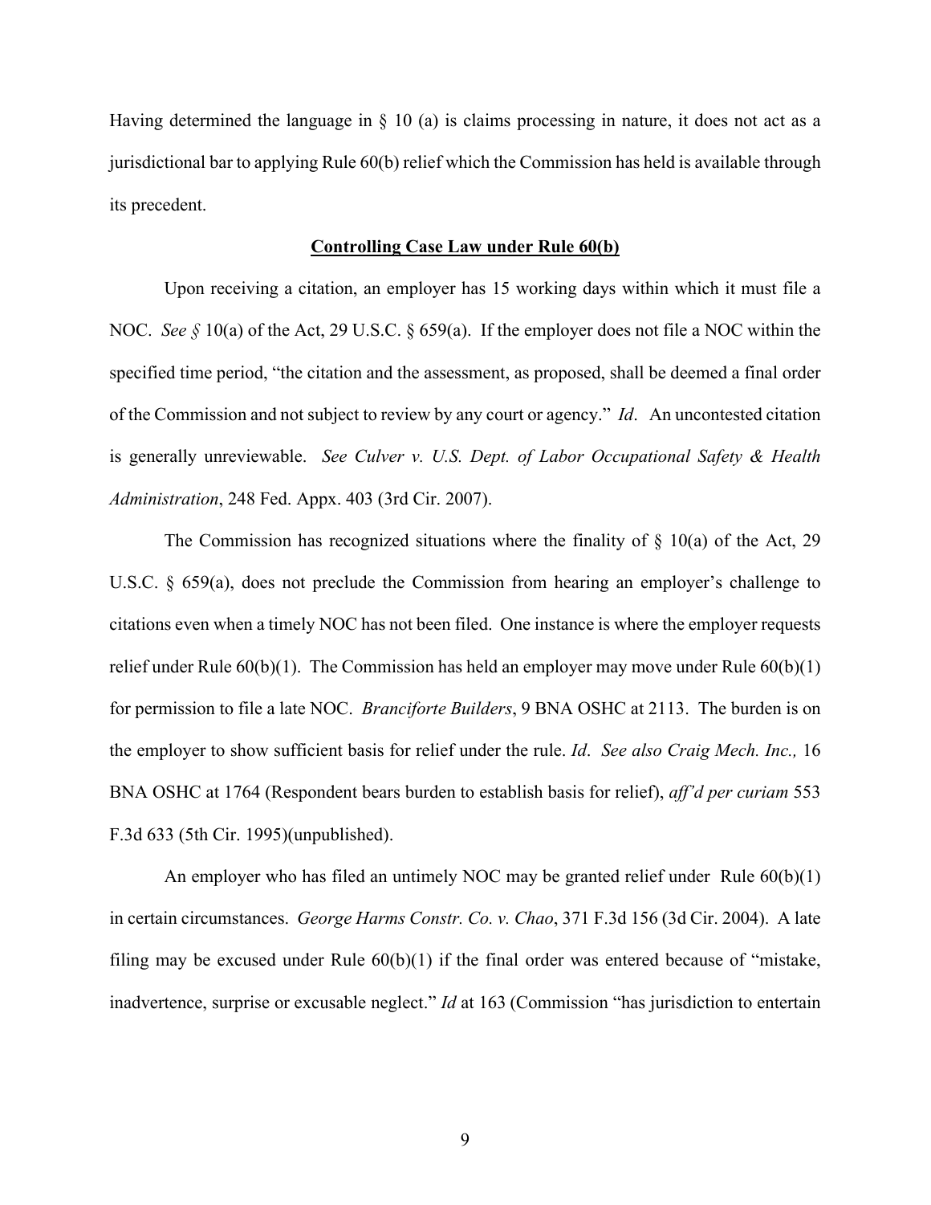Having determined the language in § 10 (a) is claims processing in nature, it does not act as a jurisdictional bar to applying Rule 60(b) relief which the Commission has held is available through its precedent.

## **Controlling Case Law under Rule 60(b)**

Upon receiving a citation, an employer has 15 working days within which it must file a NOC. *See §* 10(a) of the Act, 29 U.S.C. § 659(a). If the employer does not file a NOC within the specified time period, "the citation and the assessment, as proposed, shall be deemed a final order of the Commission and not subject to review by any court or agency." *Id*. An uncontested citation is generally unreviewable. *See Culver v. U.S. Dept. of Labor Occupational Safety & Health Administration*, 248 Fed. Appx. 403 (3rd Cir. 2007).

The Commission has recognized situations where the finality of § 10(a) of the Act, 29 U.S.C. § 659(a), does not preclude the Commission from hearing an employer's challenge to citations even when a timely NOC has not been filed. One instance is where the employer requests relief under Rule 60(b)(1). The Commission has held an employer may move under Rule 60(b)(1) for permission to file a late NOC. *Branciforte Builders*, 9 BNA OSHC at 2113. The burden is on the employer to show sufficient basis for relief under the rule. *Id*. *See also Craig Mech. Inc.,* 16 BNA OSHC at 1764 (Respondent bears burden to establish basis for relief), *aff'd per curiam* 553 F.3d 633 (5th Cir. 1995)(unpublished).

An employer who has filed an untimely NOC may be granted relief under Rule 60(b)(1) in certain circumstances. *George Harms Constr. Co. v. Chao*, 371 F.3d 156 (3d Cir. 2004). A late filing may be excused under Rule 60(b)(1) if the final order was entered because of "mistake, inadvertence, surprise or excusable neglect." *Id* at 163 (Commission "has jurisdiction to entertain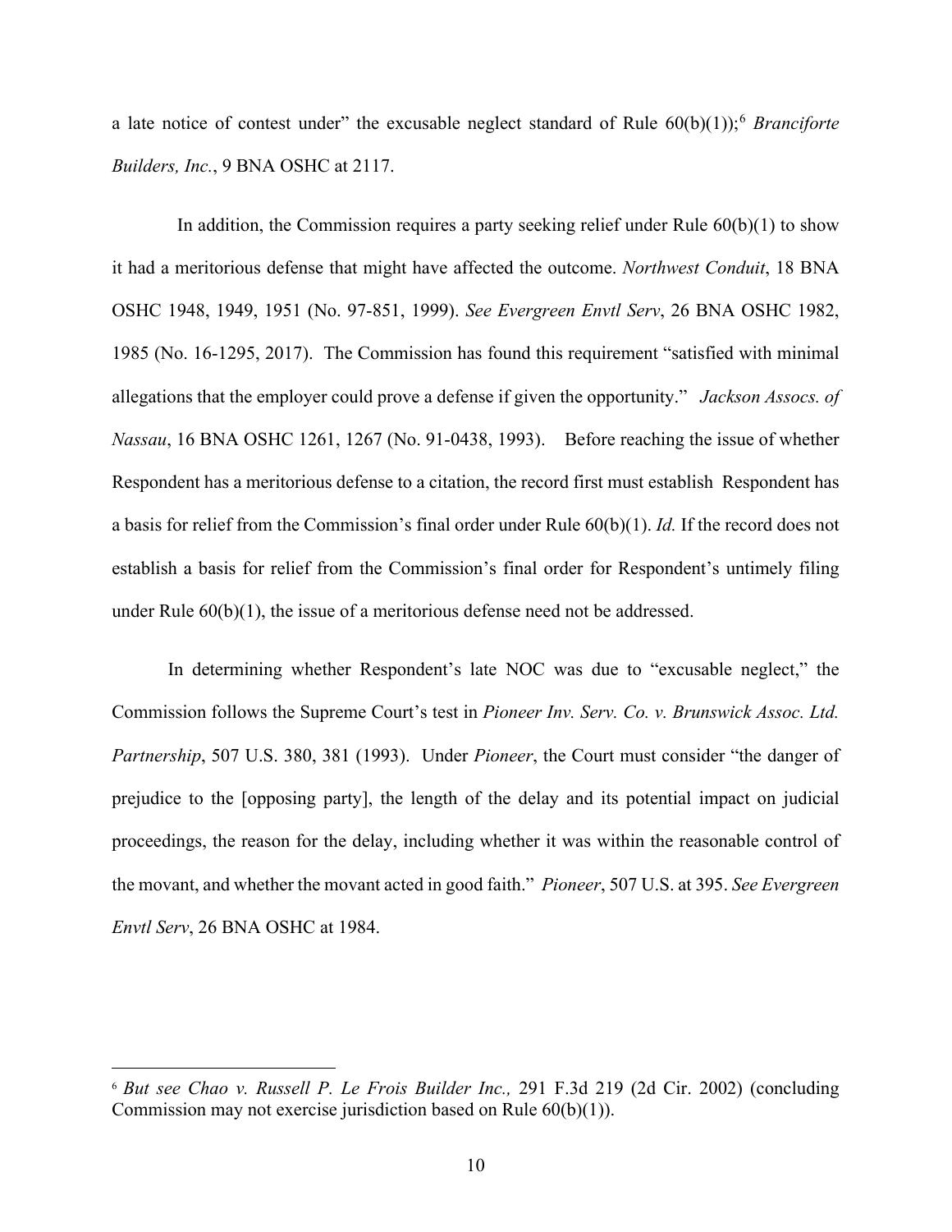a late notice of contest under" the excusable neglect standard of Rule 60(b)(1));[6] *Branciforte Builders, Inc.*, 9 BNA OSHC at 2117.

In addition, the Commission requires a party seeking relief under Rule 60(b)(1) to show it had a meritorious defense that might have affected the outcome. *Northwest Conduit*, 18 BNA OSHC 1948, 1949, 1951 (No. 97-851, 1999). *See Evergreen Envtl Serv*, 26 BNA OSHC 1982, 1985 (No. 16-1295, 2017). The Commission has found this requirement "satisfied with minimal allegations that the employer could prove a defense if given the opportunity." *Jackson Assocs. of Nassau*, 16 BNA OSHC 1261, 1267 (No. 91-0438, 1993). Before reaching the issue of whether Respondent has a meritorious defense to a citation, the record first must establish Respondent has a basis for relief from the Commission's final order under Rule 60(b)(1). *Id.* If the record does not establish a basis for relief from the Commission's final order for Respondent's untimely filing under Rule 60(b)(1), the issue of a meritorious defense need not be addressed.

In determining whether Respondent's late NOC was due to "excusable neglect," the Commission follows the Supreme Court's test in *Pioneer Inv. Serv. Co. v. Brunswick Assoc. Ltd. Partnership*, 507 U.S. 380, 381 (1993). Under *Pioneer*, the Court must consider "the danger of prejudice to the [opposing party], the length of the delay and its potential impact on judicial proceedings, the reason for the delay, including whether it was within the reasonable control of the movant, and whether the movant acted in good faith." *Pioneer*, 507 U.S. at 395. *See Evergreen Envtl Serv*, 26 BNA OSHC at 1984.

---

[6] *But see Chao v. Russell P. Le Frois Builder Inc.,* 291 F.3d 219 (2d Cir. 2002) (concluding Commission may not exercise jurisdiction based on Rule 60(b)(1)).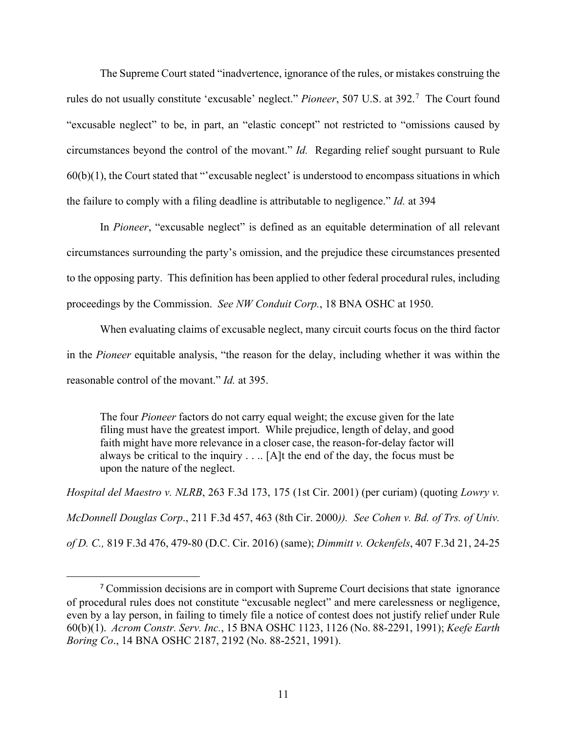The Supreme Court stated "inadvertence, ignorance of the rules, or mistakes construing the rules do not usually constitute 'excusable' neglect." *Pioneer*, 507 U.S. at 392.[7] The Court found "excusable neglect" to be, in part, an "elastic concept" not restricted to "omissions caused by circumstances beyond the control of the movant." *Id.* Regarding relief sought pursuant to Rule 60(b)(1), the Court stated that "'excusable neglect' is understood to encompass situations in which the failure to comply with a filing deadline is attributable to negligence." *Id.* at 394

In *Pioneer*, "excusable neglect" is defined as an equitable determination of all relevant circumstances surrounding the party's omission, and the prejudice these circumstances presented to the opposing party. This definition has been applied to other federal procedural rules, including proceedings by the Commission. *See NW Conduit Corp.*, 18 BNA OSHC at 1950.

When evaluating claims of excusable neglect, many circuit courts focus on the third factor in the *Pioneer* equitable analysis, "the reason for the delay, including whether it was within the reasonable control of the movant." *Id.* at 395.

> The four *Pioneer* factors do not carry equal weight; the excuse given for the late filing must have the greatest import. While prejudice, length of delay, and good faith might have more relevance in a closer case, the reason-for-delay factor will always be critical to the inquiry . . .. [A]t the end of the day, the focus must be upon the nature of the neglect.

*Hospital del Maestro v. NLRB*, 263 F.3d 173, 175 (1st Cir. 2001) (per curiam) (quoting *Lowry v. McDonnell Douglas Corp*., 211 F.3d 457, 463 (8th Cir. 2000)). *See Cohen v. Bd. of Trs. of Univ. of D. C.,* 819 F.3d 476, 479-80 (D.C. Cir. 2016) (same); *Dimmitt v. Ockenfels*, 407 F.3d 21, 24-25

[7] Commission decisions are in comport with Supreme Court decisions that state ignorance of procedural rules does not constitute "excusable neglect" and mere carelessness or negligence, even by a lay person, in failing to timely file a notice of contest does not justify relief under Rule 60(b)(1). *Acrom Constr. Serv. Inc.*, 15 BNA OSHC 1123, 1126 (No. 88-2291, 1991); *Keefe Earth Boring Co*., 14 BNA OSHC 2187, 2192 (No. 88-2521, 1991).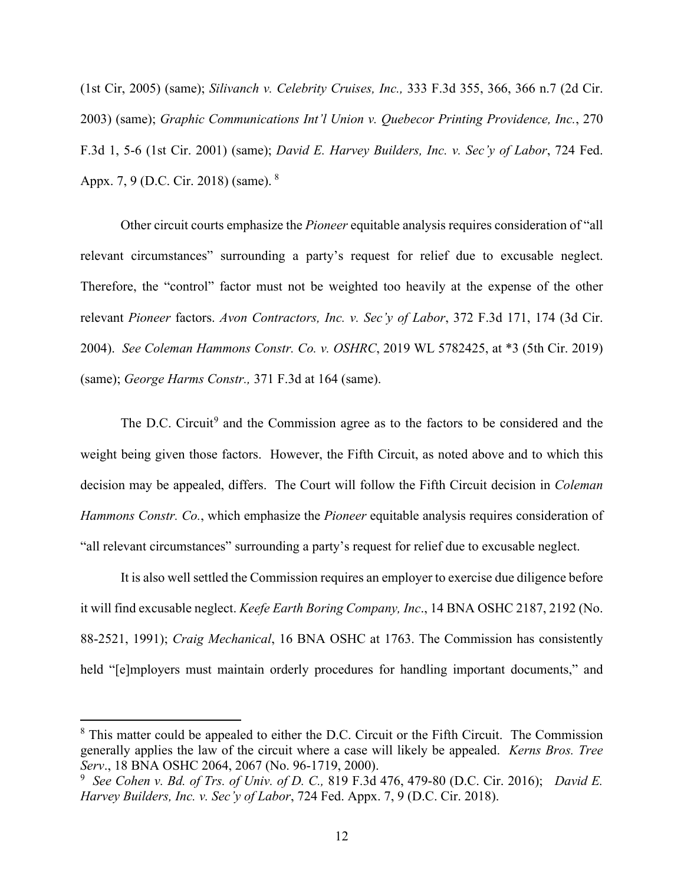(1st Cir, 2005) (same); *Silivanch v. Celebrity Cruises, Inc.,* 333 F.3d 355, 366, 366 n.7 (2d Cir. 2003) (same); *Graphic Communications Int'l Union v. Quebecor Printing Providence, Inc.*, 270 F.3d 1, 5-6 (1st Cir. 2001) (same); *David E. Harvey Builders, Inc. v. Sec'y of Labor*, 724 Fed. Appx. 7, 9 (D.C. Cir. 2018) (same). [8]

Other circuit courts emphasize the *Pioneer* equitable analysis requires consideration of "all relevant circumstances" surrounding a party's request for relief due to excusable neglect. Therefore, the "control" factor must not be weighted too heavily at the expense of the other relevant *Pioneer* factors. *Avon Contractors, Inc. v. Sec'y of Labor*, 372 F.3d 171, 174 (3d Cir. 2004). *See Coleman Hammons Constr. Co. v. OSHRC*, 2019 WL 5782425, at *3 (5th Cir. 2019) (same); *George Harms Constr.,* 371 F.3d at 164 (same).

The D.C. Circuit[9] and the Commission agree as to the factors to be considered and the weight being given those factors. However, the Fifth Circuit, as noted above and to which this decision may be appealed, differs. The Court will follow the Fifth Circuit decision in *Coleman Hammons Constr. Co.*, which emphasize the *Pioneer* equitable analysis requires consideration of "all relevant circumstances" surrounding a party's request for relief due to excusable neglect.

It is also well settled the Commission requires an employer to exercise due diligence before it will find excusable neglect. *Keefe Earth Boring Company, Inc*., 14 BNA OSHC 2187, 2192 (No. 88-2521, 1991); *Craig Mechanical*, 16 BNA OSHC at 1763. The Commission has consistently held "[e]mployers must maintain orderly procedures for handling important documents," and

---

[8] This matter could be appealed to either the D.C. Circuit or the Fifth Circuit. The Commission generally applies the law of the circuit where a case will likely be appealed. *Kerns Bros. Tree Serv*., 18 BNA OSHC 2064, 2067 (No. 96-1719, 2000).

[9] *See Cohen v. Bd. of Trs. of Univ. of D. C.,* 819 F.3d 476, 479-80 (D.C. Cir. 2016); *David E. Harvey Builders, Inc. v. Sec'y of Labor*, 724 Fed. Appx. 7, 9 (D.C. Cir. 2018).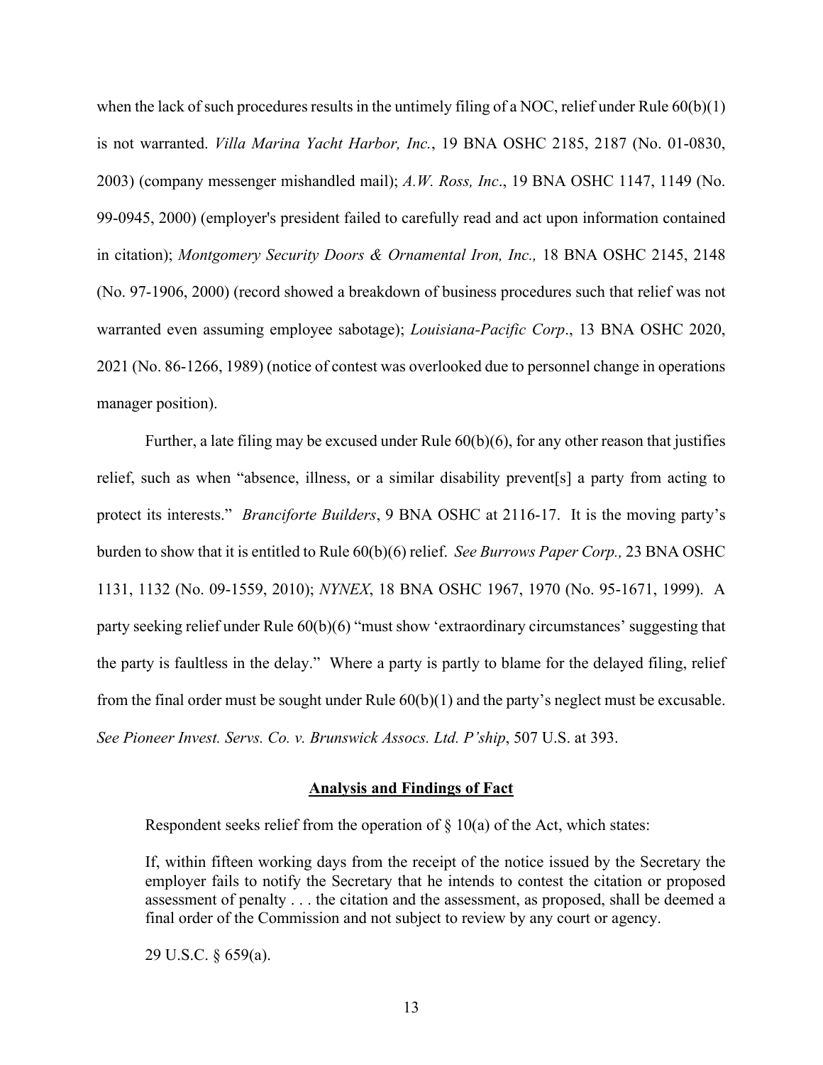when the lack of such procedures results in the untimely filing of a NOC, relief under Rule 60(b)(1) is not warranted. *Villa Marina Yacht Harbor, Inc.*, 19 BNA OSHC 2185, 2187 (No. 01-0830, 2003) (company messenger mishandled mail); *A.W. Ross, Inc*., 19 BNA OSHC 1147, 1149 (No. 99-0945, 2000) (employer's president failed to carefully read and act upon information contained in citation); *Montgomery Security Doors & Ornamental Iron, Inc.,* 18 BNA OSHC 2145, 2148 (No. 97-1906, 2000) (record showed a breakdown of business procedures such that relief was not warranted even assuming employee sabotage); *Louisiana-Pacific Corp*., 13 BNA OSHC 2020, 2021 (No. 86-1266, 1989) (notice of contest was overlooked due to personnel change in operations manager position).

Further, a late filing may be excused under Rule 60(b)(6), for any other reason that justifies relief, such as when "absence, illness, or a similar disability prevent[s] a party from acting to protect its interests." *Branciforte Builders*, 9 BNA OSHC at 2116-17. It is the moving party's burden to show that it is entitled to Rule 60(b)(6) relief. *See Burrows Paper Corp.,* 23 BNA OSHC 1131, 1132 (No. 09-1559, 2010); *NYNEX*, 18 BNA OSHC 1967, 1970 (No. 95-1671, 1999). A party seeking relief under Rule 60(b)(6) "must show 'extraordinary circumstances' suggesting that the party is faultless in the delay." Where a party is partly to blame for the delayed filing, relief from the final order must be sought under Rule 60(b)(1) and the party's neglect must be excusable. *See Pioneer Invest. Servs. Co. v. Brunswick Assocs. Ltd. P'ship*, 507 U.S. at 393.

## **Analysis and Findings of Fact**

Respondent seeks relief from the operation of § 10(a) of the Act, which states:

> If, within fifteen working days from the receipt of the notice issued by the Secretary the employer fails to notify the Secretary that he intends to contest the citation or proposed assessment of penalty . . . the citation and the assessment, as proposed, shall be deemed a final order of the Commission and not subject to review by any court or agency.
>
> 29 U.S.C. § 659(a).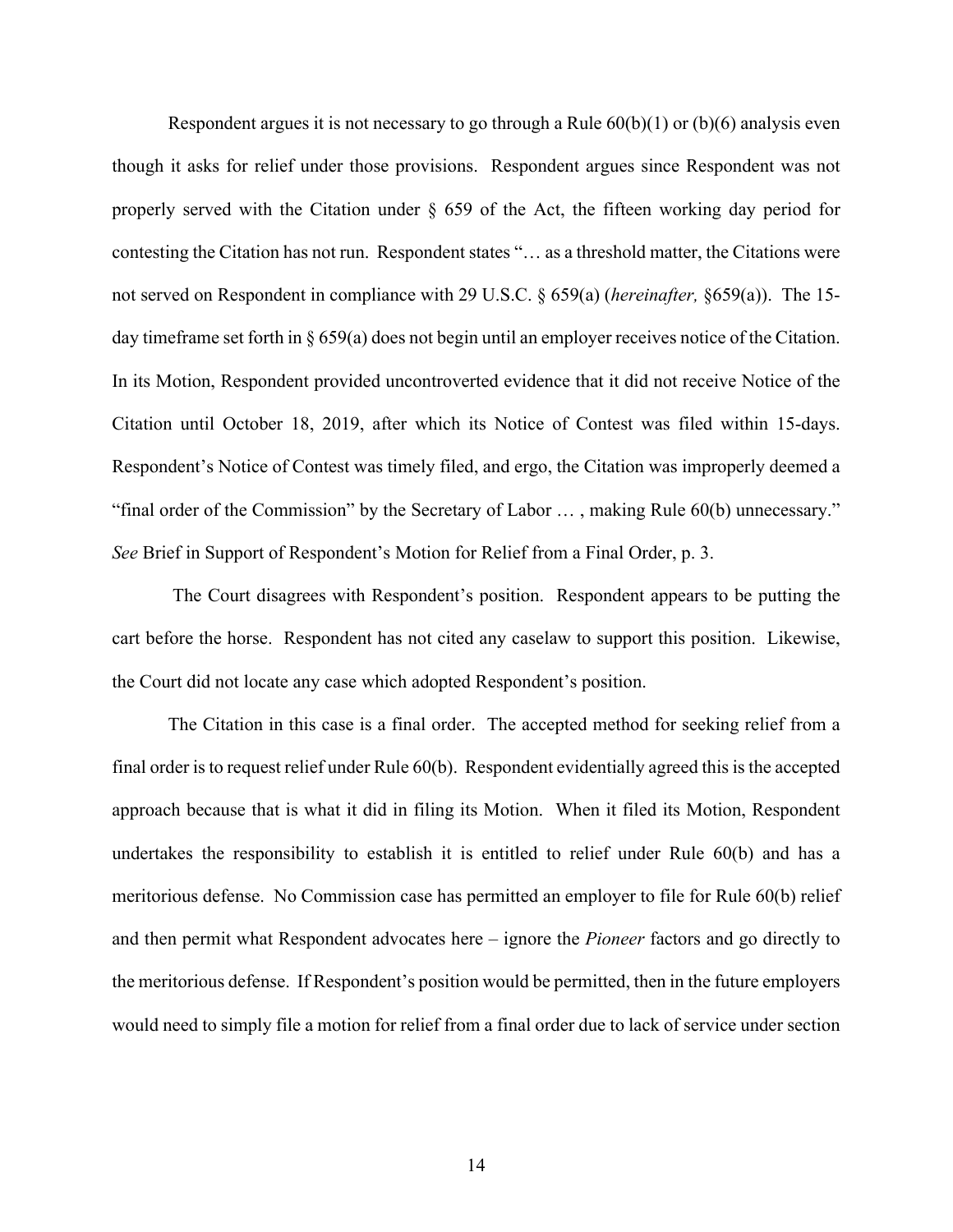Respondent argues it is not necessary to go through a Rule 60(b)(1) or (b)(6) analysis even though it asks for relief under those provisions. Respondent argues since Respondent was not properly served with the Citation under § 659 of the Act, the fifteen working day period for contesting the Citation has not run. Respondent states "… as a threshold matter, the Citations were not served on Respondent in compliance with 29 U.S.C. § 659(a) (*hereinafter,* §659(a)). The 15-day timeframe set forth in § 659(a) does not begin until an employer receives notice of the Citation. In its Motion, Respondent provided uncontroverted evidence that it did not receive Notice of the Citation until October 18, 2019, after which its Notice of Contest was filed within 15-days. Respondent's Notice of Contest was timely filed, and ergo, the Citation was improperly deemed a "final order of the Commission" by the Secretary of Labor … , making Rule 60(b) unnecessary." *See* Brief in Support of Respondent's Motion for Relief from a Final Order, p. 3.

The Court disagrees with Respondent's position. Respondent appears to be putting the cart before the horse. Respondent has not cited any caselaw to support this position. Likewise, the Court did not locate any case which adopted Respondent's position.

The Citation in this case is a final order. The accepted method for seeking relief from a final order is to request relief under Rule 60(b). Respondent evidentially agreed this is the accepted approach because that is what it did in filing its Motion. When it filed its Motion, Respondent undertakes the responsibility to establish it is entitled to relief under Rule 60(b) and has a meritorious defense. No Commission case has permitted an employer to file for Rule 60(b) relief and then permit what Respondent advocates here – ignore the *Pioneer* factors and go directly to the meritorious defense. If Respondent's position would be permitted, then in the future employers would need to simply file a motion for relief from a final order due to lack of service under section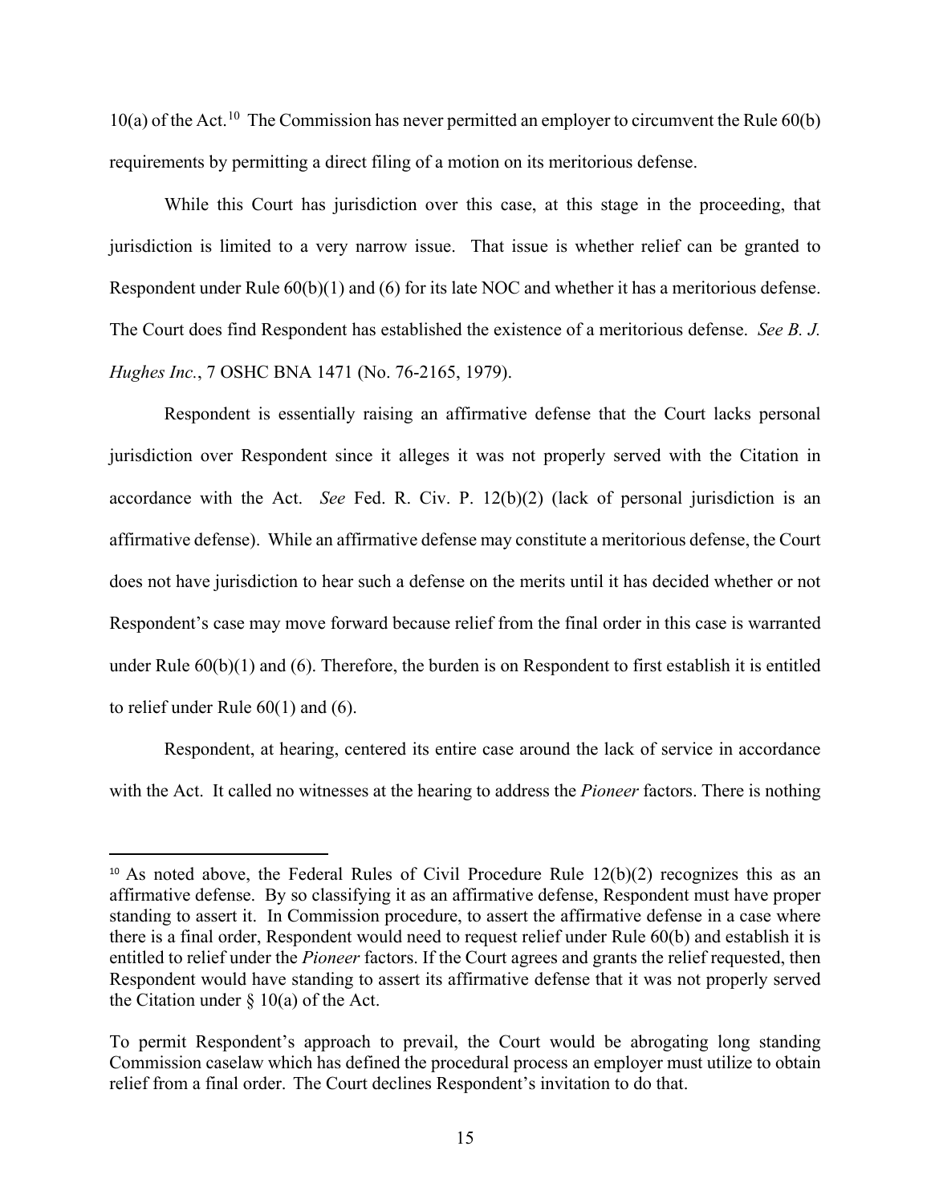10(a) of the Act.[10] The Commission has never permitted an employer to circumvent the Rule 60(b) requirements by permitting a direct filing of a motion on its meritorious defense.

While this Court has jurisdiction over this case, at this stage in the proceeding, that jurisdiction is limited to a very narrow issue. That issue is whether relief can be granted to Respondent under Rule 60(b)(1) and (6) for its late NOC and whether it has a meritorious defense. The Court does find Respondent has established the existence of a meritorious defense. *See B. J. Hughes Inc.*, 7 OSHC BNA 1471 (No. 76-2165, 1979).

Respondent is essentially raising an affirmative defense that the Court lacks personal jurisdiction over Respondent since it alleges it was not properly served with the Citation in accordance with the Act. *See* Fed. R. Civ. P. 12(b)(2) (lack of personal jurisdiction is an affirmative defense). While an affirmative defense may constitute a meritorious defense, the Court does not have jurisdiction to hear such a defense on the merits until it has decided whether or not Respondent's case may move forward because relief from the final order in this case is warranted under Rule 60(b)(1) and (6). Therefore, the burden is on Respondent to first establish it is entitled to relief under Rule 60(1) and (6).

Respondent, at hearing, centered its entire case around the lack of service in accordance with the Act. It called no witnesses at the hearing to address the *Pioneer* factors. There is nothing

[10] As noted above, the Federal Rules of Civil Procedure Rule 12(b)(2) recognizes this as an affirmative defense. By so classifying it as an affirmative defense, Respondent must have proper standing to assert it. In Commission procedure, to assert the affirmative defense in a case where there is a final order, Respondent would need to request relief under Rule 60(b) and establish it is entitled to relief under the *Pioneer* factors. If the Court agrees and grants the relief requested, then Respondent would have standing to assert its affirmative defense that it was not properly served the Citation under § 10(a) of the Act.

To permit Respondent's approach to prevail, the Court would be abrogating long standing Commission caselaw which has defined the procedural process an employer must utilize to obtain relief from a final order. The Court declines Respondent's invitation to do that.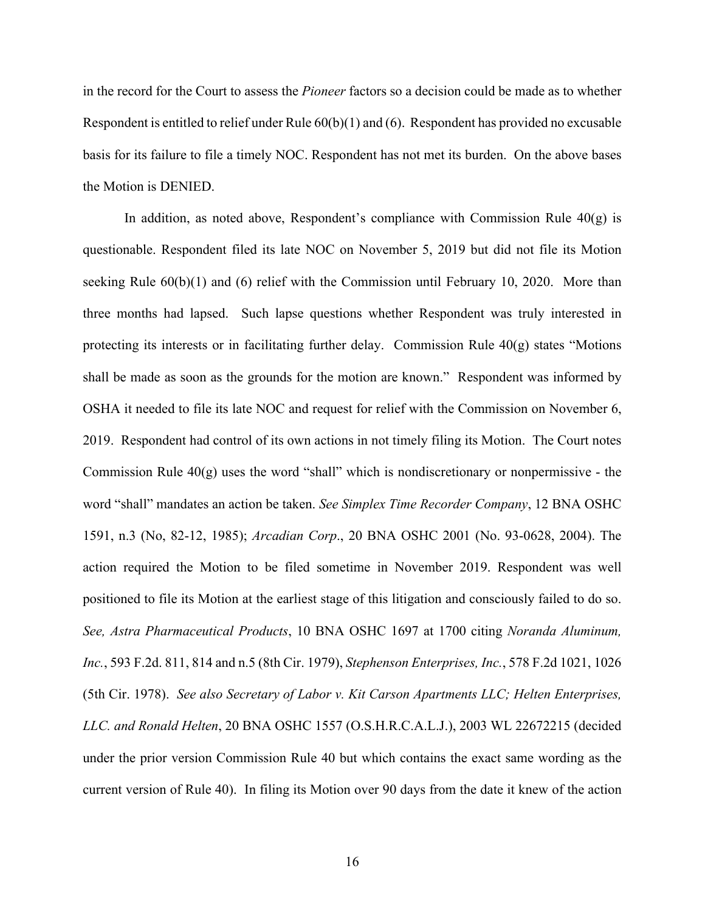in the record for the Court to assess the *Pioneer* factors so a decision could be made as to whether Respondent is entitled to relief under Rule 60(b)(1) and (6). Respondent has provided no excusable basis for its failure to file a timely NOC. Respondent has not met its burden. On the above bases the Motion is DENIED.

In addition, as noted above, Respondent's compliance with Commission Rule 40(g) is questionable. Respondent filed its late NOC on November 5, 2019 but did not file its Motion seeking Rule 60(b)(1) and (6) relief with the Commission until February 10, 2020. More than three months had lapsed. Such lapse questions whether Respondent was truly interested in protecting its interests or in facilitating further delay. Commission Rule 40(g) states "Motions shall be made as soon as the grounds for the motion are known." Respondent was informed by OSHA it needed to file its late NOC and request for relief with the Commission on November 6, 2019. Respondent had control of its own actions in not timely filing its Motion. The Court notes Commission Rule 40(g) uses the word "shall" which is nondiscretionary or nonpermissive - the word "shall" mandates an action be taken. *See Simplex Time Recorder Company*, 12 BNA OSHC 1591, n.3 (No, 82-12, 1985); *Arcadian Corp*., 20 BNA OSHC 2001 (No. 93-0628, 2004). The action required the Motion to be filed sometime in November 2019. Respondent was well positioned to file its Motion at the earliest stage of this litigation and consciously failed to do so. *See, Astra Pharmaceutical Products*, 10 BNA OSHC 1697 at 1700 citing *Noranda Aluminum, Inc.*, 593 F.2d. 811, 814 and n.5 (8th Cir. 1979), *Stephenson Enterprises, Inc.*, 578 F.2d 1021, 1026 (5th Cir. 1978). *See also Secretary of Labor v. Kit Carson Apartments LLC; Helten Enterprises, LLC. and Ronald Helten*, 20 BNA OSHC 1557 (O.S.H.R.C.A.L.J.), 2003 WL 22672215 (decided under the prior version Commission Rule 40 but which contains the exact same wording as the current version of Rule 40). In filing its Motion over 90 days from the date it knew of the action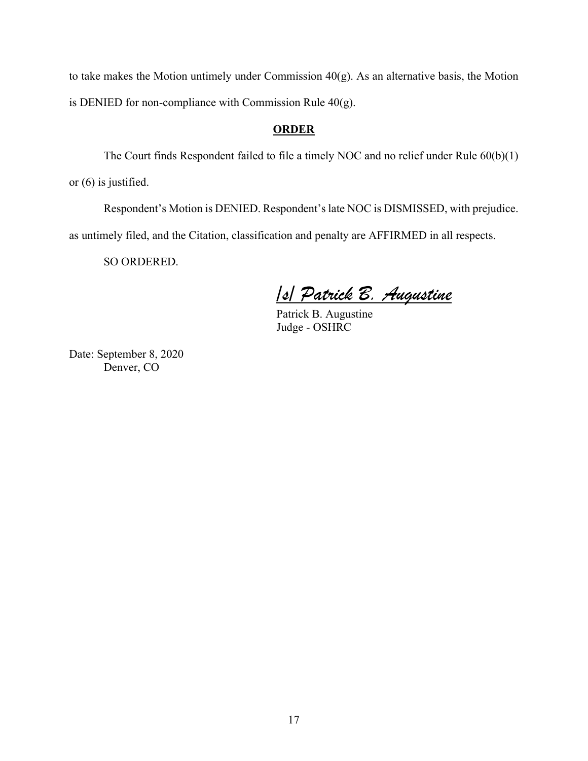to take makes the Motion untimely under Commission 40(g). As an alternative basis, the Motion is DENIED for non-compliance with Commission Rule 40(g).

## ORDER

The Court finds Respondent failed to file a timely NOC and no relief under Rule 60(b)(1) or (6) is justified.

Respondent's Motion is DENIED. Respondent's late NOC is DISMISSED, with prejudice. as untimely filed, and the Citation, classification and penalty are AFFIRMED in all respects.

SO ORDERED.

*/s/ Patrick B. Augustine*

Patrick B. Augustine
Judge - OSHRC

Date: September 8, 2020
Denver, CO